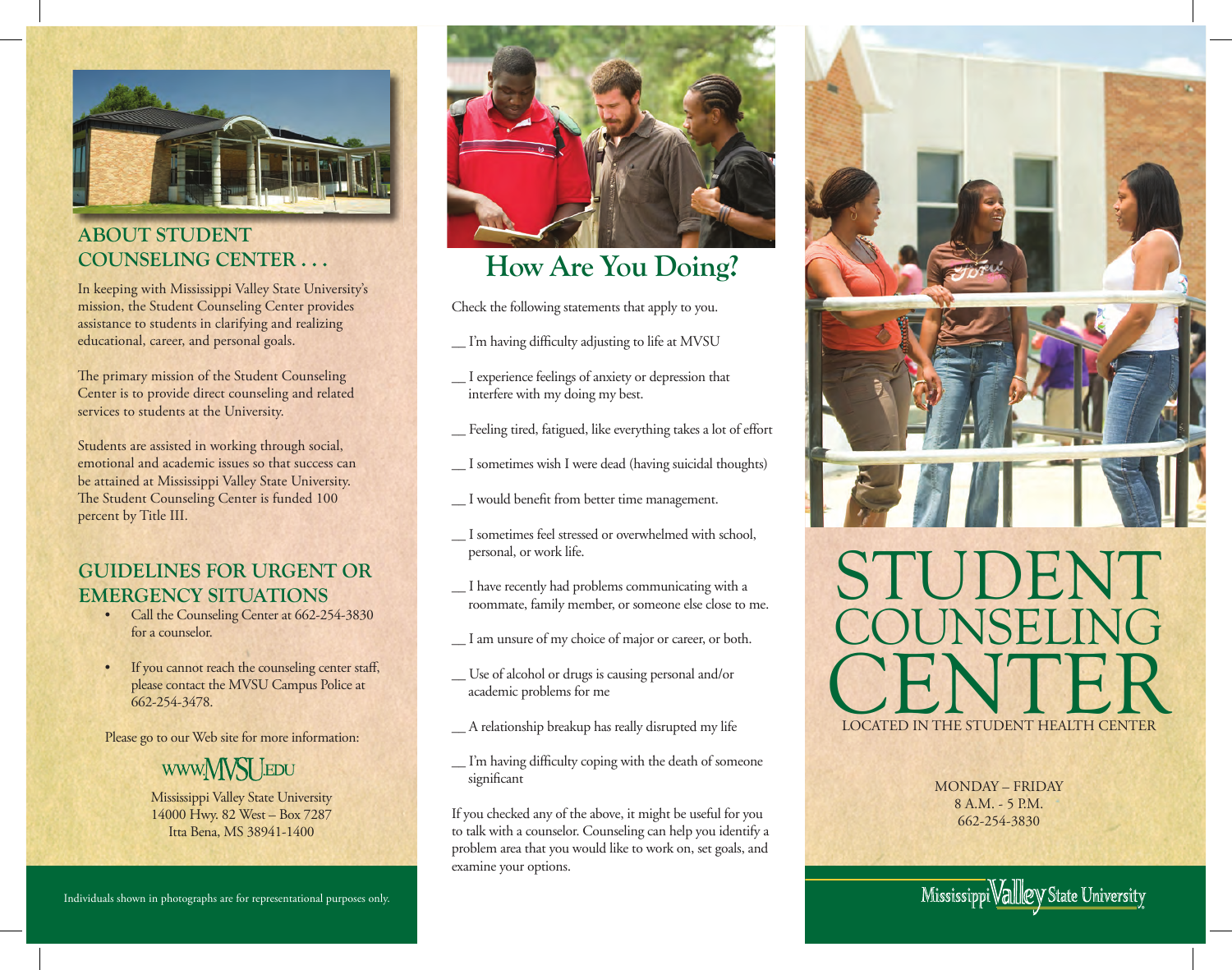## ABOUT STUDENT COUNSELING CENTER . . .

In keeping with Mississippi Valley State University's mission, the Student Counseling Center provides assistance to students in clarifying and realizing educational, career, and personal goals.

The primary mission of the Student Counseling Center is to provide direct counseling and related services to students at the University.

Students are assisted in working through social, emotional and academic issues so that success can be attained at Mississippi Valley State University. The Student Counseling Center is funded 100 percent by Title III.

## GUIDELINES FOR URGENT OR EMERGENCY SITUATIONS

- Call the Counseling Center at 662-254-3830 for a counselor.
- If you cannot reach the counseling center staff, please contact the MVSU Campus Police at 662-254-3478.

Please go to our Web site for more information:

WWW.MVSU.EDU

Mississippi Valley State University
14000 Hwy. 82 West – Box 7287
Itta Bena, MS 38941-1400

Individuals shown in photographs are for representational purposes only.

# How Are You Doing?

Check the following statements that apply to you.

__ I'm having difficulty adjusting to life at MVSU

__ I experience feelings of anxiety or depression that interfere with my doing my best.

__ Feeling tired, fatigued, like everything takes a lot of effort

__ I sometimes wish I were dead (having suicidal thoughts)

__ I would benefit from better time management.

__ I sometimes feel stressed or overwhelmed with school, personal, or work life.

__ I have recently had problems communicating with a roommate, family member, or someone else close to me.

__ I am unsure of my choice of major or career, or both.

__ Use of alcohol or drugs is causing personal and/or academic problems for me

__ A relationship breakup has really disrupted my life

__ I'm having difficulty coping with the death of someone significant

If you checked any of the above, it might be useful for you to talk with a counselor. Counseling can help you identify a problem area that you would like to work on, set goals, and examine your options.

# STUDENT COUNSELING CENTER

LOCATED IN THE STUDENT HEALTH CENTER

MONDAY – FRIDAY
8 A.M. - 5 P.M.
662-254-3830

Mississippi Valley State University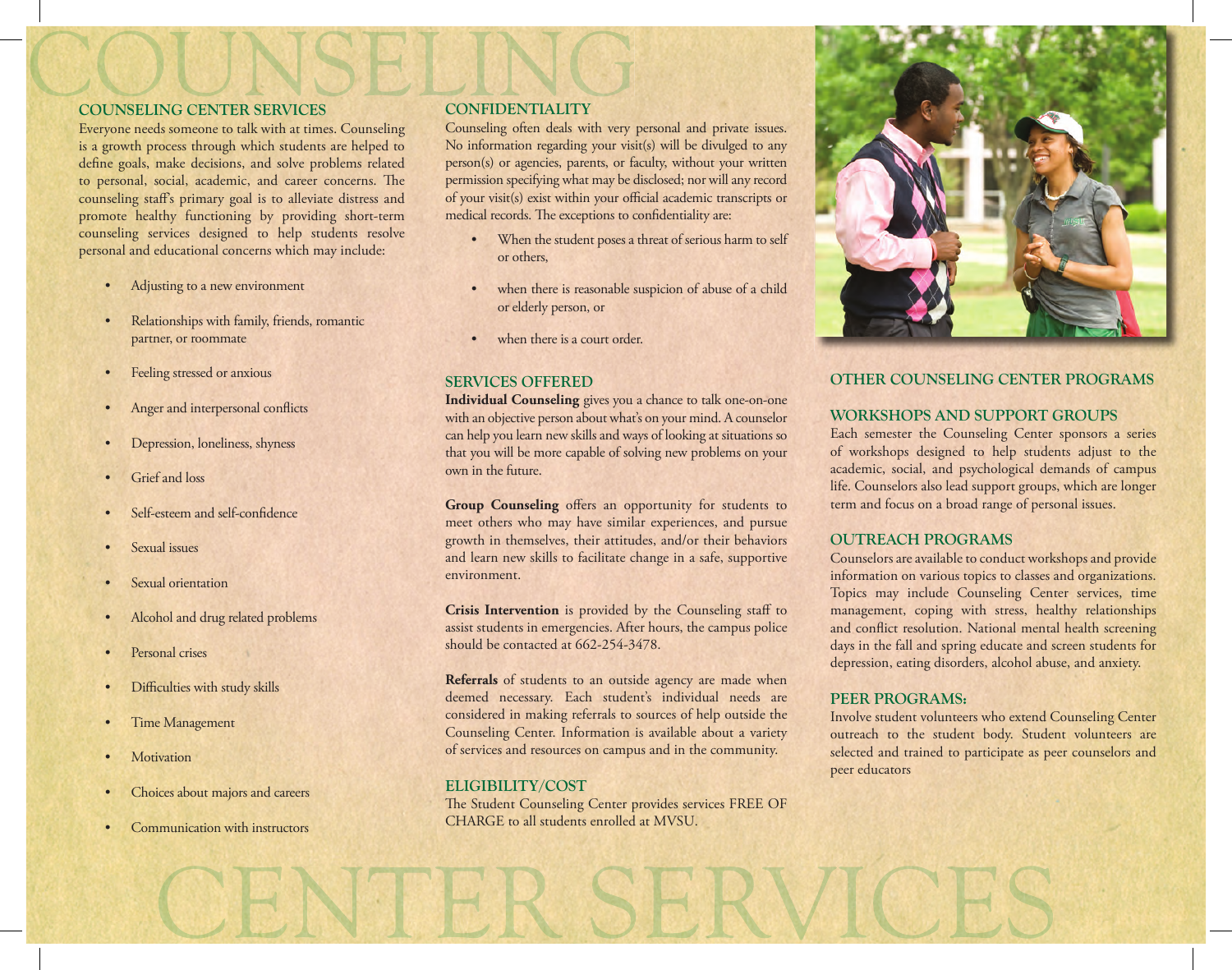# COUNSELING

## COUNSELING CENTER SERVICES

Everyone needs someone to talk with at times. Counseling is a growth process through which students are helped to define goals, make decisions, and solve problems related to personal, social, academic, and career concerns. The counseling staff's primary goal is to alleviate distress and promote healthy functioning by providing short-term counseling services designed to help students resolve personal and educational concerns which may include:

- Adjusting to a new environment
- Relationships with family, friends, romantic partner, or roommate
- Feeling stressed or anxious
- Anger and interpersonal conflicts
- Depression, loneliness, shyness
- Grief and loss
- Self-esteem and self-confidence
- Sexual issues
- Sexual orientation
- Alcohol and drug related problems
- Personal crises
- Difficulties with study skills
- Time Management
- Motivation
- Choices about majors and careers
- Communication with instructors

## CONFIDENTIALITY

Counseling often deals with very personal and private issues. No information regarding your visit(s) will be divulged to any person(s) or agencies, parents, or faculty, without your written permission specifying what may be disclosed; nor will any record of your visit(s) exist within your official academic transcripts or medical records. The exceptions to confidentiality are:

- When the student poses a threat of serious harm to self or others,
- when there is reasonable suspicion of abuse of a child or elderly person, or
- when there is a court order.

## SERVICES OFFERED

**Individual Counseling** gives you a chance to talk one-on-one with an objective person about what's on your mind. A counselor can help you learn new skills and ways of looking at situations so that you will be more capable of solving new problems on your own in the future.

**Group Counseling** offers an opportunity for students to meet others who may have similar experiences, and pursue growth in themselves, their attitudes, and/or their behaviors and learn new skills to facilitate change in a safe, supportive environment.

**Crisis Intervention** is provided by the Counseling staff to assist students in emergencies. After hours, the campus police should be contacted at 662-254-3478.

**Referrals** of students to an outside agency are made when deemed necessary. Each student's individual needs are considered in making referrals to sources of help outside the Counseling Center. Information is available about a variety of services and resources on campus and in the community.

## ELIGIBILITY/COST

The Student Counseling Center provides services FREE OF CHARGE to all students enrolled at MVSU.

## OTHER COUNSELING CENTER PROGRAMS

## WORKSHOPS AND SUPPORT GROUPS

Each semester the Counseling Center sponsors a series of workshops designed to help students adjust to the academic, social, and psychological demands of campus life. Counselors also lead support groups, which are longer term and focus on a broad range of personal issues.

## OUTREACH PROGRAMS

Counselors are available to conduct workshops and provide information on various topics to classes and organizations. Topics may include Counseling Center services, time management, coping with stress, healthy relationships and conflict resolution. National mental health screening days in the fall and spring educate and screen students for depression, eating disorders, alcohol abuse, and anxiety.

## PEER PROGRAMS:

Involve student volunteers who extend Counseling Center outreach to the student body. Student volunteers are selected and trained to participate as peer counselors and peer educators

# CENTER SERVICES